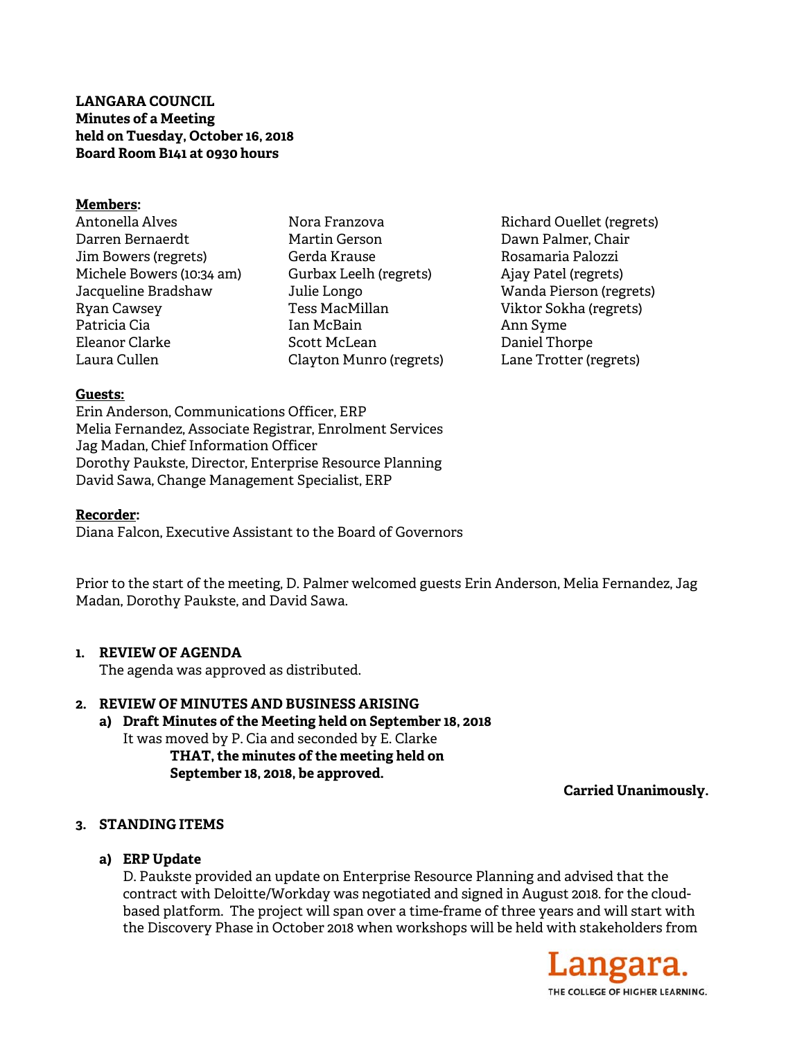**LANGARA COUNCIL**
**Minutes of a Meeting**
**held on Tuesday, October 16, 2018**
**Board Room B141 at 0930 hours**

**Members:**

Antonella Alves
Darren Bernaerdt
Jim Bowers (regrets)
Michele Bowers (10:34 am)
Jacqueline Bradshaw
Ryan Cawsey
Patricia Cia
Eleanor Clarke
Laura Cullen
Nora Franzova
Martin Gerson
Gerda Krause
Gurbax Leelh (regrets)
Julie Longo
Tess MacMillan
Ian McBain
Scott McLean
Clayton Munro (regrets)
Richard Ouellet (regrets)
Dawn Palmer, Chair
Rosamaria Palozzi
Ajay Patel (regrets)
Wanda Pierson (regrets)
Viktor Sokha (regrets)
Ann Syme
Daniel Thorpe
Lane Trotter (regrets)

**Guests:**

Erin Anderson, Communications Officer, ERP
Melia Fernandez, Associate Registrar, Enrolment Services
Jag Madan, Chief Information Officer
Dorothy Paukste, Director, Enterprise Resource Planning
David Sawa, Change Management Specialist, ERP

**Recorder:**

Diana Falcon, Executive Assistant to the Board of Governors

Prior to the start of the meeting, D. Palmer welcomed guests Erin Anderson, Melia Fernandez, Jag Madan, Dorothy Paukste, and David Sawa.

## 1. REVIEW OF AGENDA

The agenda was approved as distributed.

## 2. REVIEW OF MINUTES AND BUSINESS ARISING

### a) Draft Minutes of the Meeting held on September 18, 2018

It was moved by P. Cia and seconded by E. Clarke

**THAT, the minutes of the meeting held on September 18, 2018, be approved.**

**Carried Unanimously.**

## 3. STANDING ITEMS

### a) ERP Update

D. Paukste provided an update on Enterprise Resource Planning and advised that the contract with Deloitte/Workday was negotiated and signed in August 2018. for the cloud-based platform. The project will span over a time-frame of three years and will start with the Discovery Phase in October 2018 when workshops will be held with stakeholders from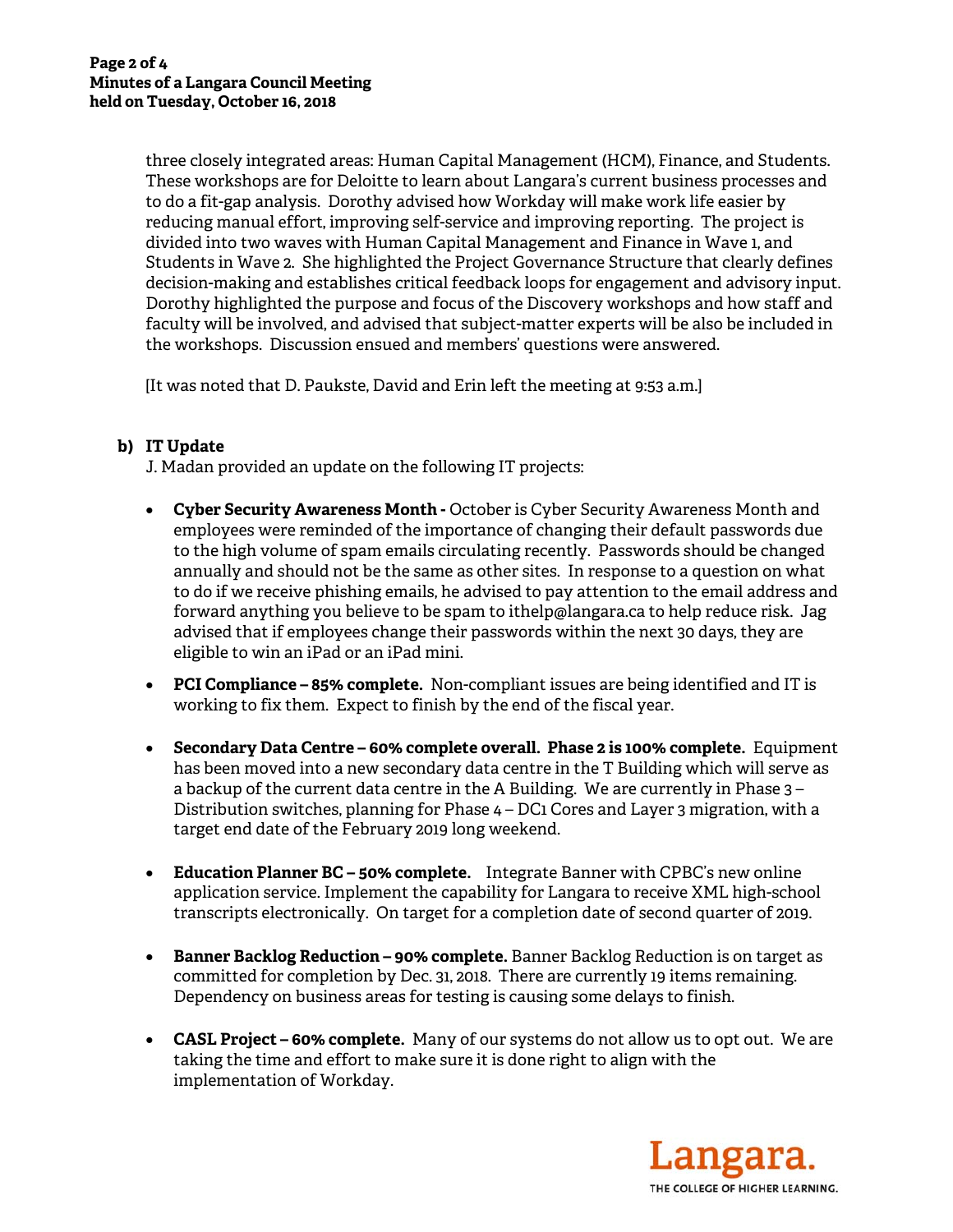three closely integrated areas: Human Capital Management (HCM), Finance, and Students. These workshops are for Deloitte to learn about Langara's current business processes and to do a fit-gap analysis. Dorothy advised how Workday will make work life easier by reducing manual effort, improving self-service and improving reporting. The project is divided into two waves with Human Capital Management and Finance in Wave 1, and Students in Wave 2. She highlighted the Project Governance Structure that clearly defines decision-making and establishes critical feedback loops for engagement and advisory input. Dorothy highlighted the purpose and focus of the Discovery workshops and how staff and faculty will be involved, and advised that subject-matter experts will be also be included in the workshops. Discussion ensued and members' questions were answered.

[It was noted that D. Paukste, David and Erin left the meeting at 9:53 a.m.]

**b) IT Update**

J. Madan provided an update on the following IT projects:

- **Cyber Security Awareness Month -** October is Cyber Security Awareness Month and employees were reminded of the importance of changing their default passwords due to the high volume of spam emails circulating recently. Passwords should be changed annually and should not be the same as other sites. In response to a question on what to do if we receive phishing emails, he advised to pay attention to the email address and forward anything you believe to be spam to ithelp@langara.ca to help reduce risk. Jag advised that if employees change their passwords within the next 30 days, they are eligible to win an iPad or an iPad mini.

- **PCI Compliance – 85% complete.** Non-compliant issues are being identified and IT is working to fix them. Expect to finish by the end of the fiscal year.

- **Secondary Data Centre – 60% complete overall. Phase 2 is 100% complete.** Equipment has been moved into a new secondary data centre in the T Building which will serve as a backup of the current data centre in the A Building. We are currently in Phase 3 – Distribution switches, planning for Phase 4 – DC1 Cores and Layer 3 migration, with a target end date of the February 2019 long weekend.

- **Education Planner BC – 50% complete.** Integrate Banner with CPBC's new online application service. Implement the capability for Langara to receive XML high-school transcripts electronically. On target for a completion date of second quarter of 2019.

- **Banner Backlog Reduction – 90% complete.** Banner Backlog Reduction is on target as committed for completion by Dec. 31, 2018. There are currently 19 items remaining. Dependency on business areas for testing is causing some delays to finish.

- **CASL Project – 60% complete.** Many of our systems do not allow us to opt out. We are taking the time and effort to make sure it is done right to align with the implementation of Workday.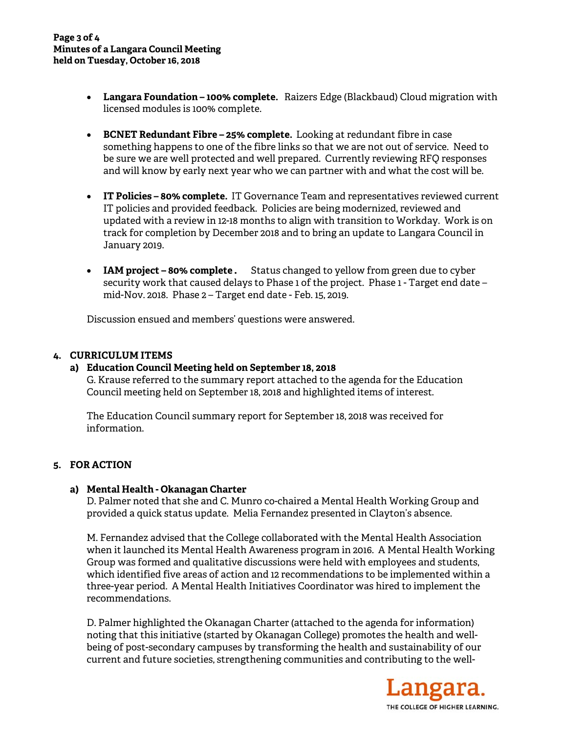- **Langara Foundation – 100% complete.** Raizers Edge (Blackbaud) Cloud migration with licensed modules is 100% complete.

- **BCNET Redundant Fibre – 25% complete.** Looking at redundant fibre in case something happens to one of the fibre links so that we are not out of service. Need to be sure we are well protected and well prepared. Currently reviewing RFQ responses and will know by early next year who we can partner with and what the cost will be.

- **IT Policies – 80% complete.** IT Governance Team and representatives reviewed current IT policies and provided feedback. Policies are being modernized, reviewed and updated with a review in 12-18 months to align with transition to Workday. Work is on track for completion by December 2018 and to bring an update to Langara Council in January 2019.

- **IAM project – 80% complete .** Status changed to yellow from green due to cyber security work that caused delays to Phase 1 of the project. Phase 1 - Target end date – mid-Nov. 2018. Phase 2 – Target end date - Feb. 15, 2019.

Discussion ensued and members' questions were answered.

## 4. CURRICULUM ITEMS

### a) Education Council Meeting held on September 18, 2018

G. Krause referred to the summary report attached to the agenda for the Education Council meeting held on September 18, 2018 and highlighted items of interest.

The Education Council summary report for September 18, 2018 was received for information.

## 5. FOR ACTION

### a) Mental Health - Okanagan Charter

D. Palmer noted that she and C. Munro co-chaired a Mental Health Working Group and provided a quick status update. Melia Fernandez presented in Clayton's absence.

M. Fernandez advised that the College collaborated with the Mental Health Association when it launched its Mental Health Awareness program in 2016. A Mental Health Working Group was formed and qualitative discussions were held with employees and students, which identified five areas of action and 12 recommendations to be implemented within a three-year period. A Mental Health Initiatives Coordinator was hired to implement the recommendations.

D. Palmer highlighted the Okanagan Charter (attached to the agenda for information) noting that this initiative (started by Okanagan College) promotes the health and well-being of post-secondary campuses by transforming the health and sustainability of our current and future societies, strengthening communities and contributing to the well-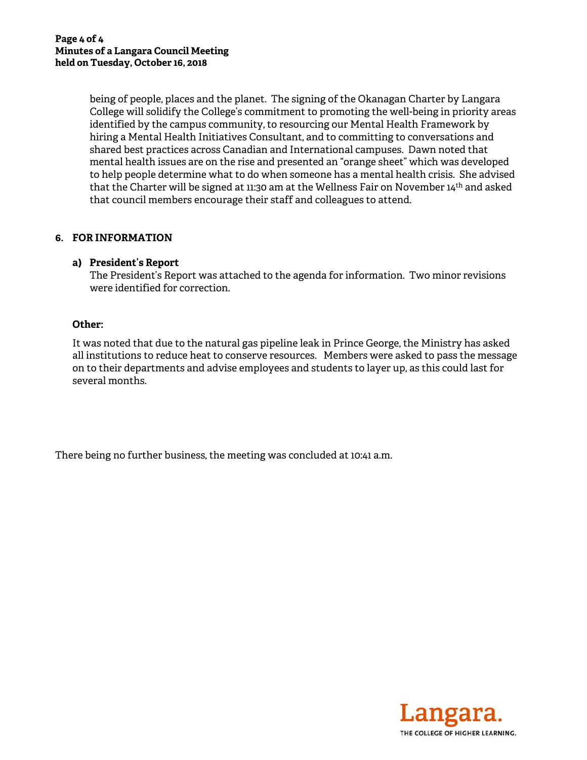being of people, places and the planet. The signing of the Okanagan Charter by Langara College will solidify the College's commitment to promoting the well-being in priority areas identified by the campus community, to resourcing our Mental Health Framework by hiring a Mental Health Initiatives Consultant, and to committing to conversations and shared best practices across Canadian and International campuses. Dawn noted that mental health issues are on the rise and presented an "orange sheet" which was developed to help people determine what to do when someone has a mental health crisis. She advised that the Charter will be signed at 11:30 am at the Wellness Fair on November 14th and asked that council members encourage their staff and colleagues to attend.

## 6. FOR INFORMATION

### a) President's Report

The President's Report was attached to the agenda for information. Two minor revisions were identified for correction.

**Other:**

It was noted that due to the natural gas pipeline leak in Prince George, the Ministry has asked all institutions to reduce heat to conserve resources. Members were asked to pass the message on to their departments and advise employees and students to layer up, as this could last for several months.

There being no further business, the meeting was concluded at 10:41 a.m.